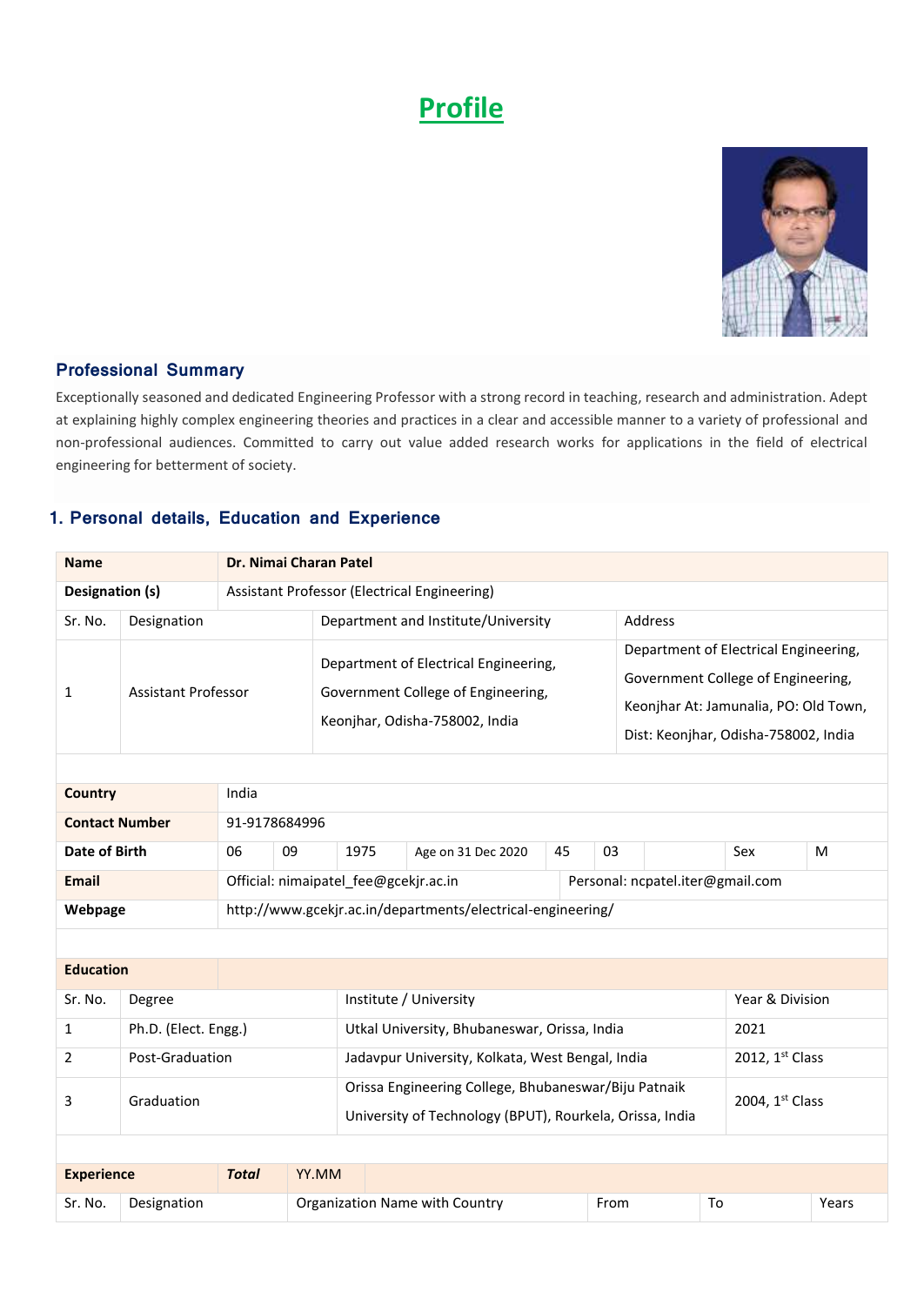# Profile

## Professional Summary

Exceptionally seasoned and dedicated Engineering Professor with a strong record in teaching, research and administration. Adept at explaining highly complex engineering theories and practices in a clear and accessible manner to a variety of professional and non-professional audiences. Committed to carry out value added research works for applications in the field of electrical engineering for betterment of society.

## 1. Personal details, Education and Experience

| **Name** | **Dr. Nimai Charan Patel** | | |
|---|---|---|---|
| **Designation (s)** | Assistant Professor (Electrical Engineering) | | |
| Sr. No. | Designation | Department and Institute/University | Address |
| 1 | Assistant Professor | Department of Electrical Engineering, Government College of Engineering, Keonjhar, Odisha-758002, India | Department of Electrical Engineering, Government College of Engineering, Keonjhar At: Jamunalia, PO: Old Town, Dist: Keonjhar, Odisha-758002, India |

| **Country** | India | | | | | | | | |
|---|---|---|---|---|---|---|---|---|---|
| **Contact Number** | 91-9178684996 | | | | | | | | |
| **Date of Birth** | 06 | 09 | 1975 | Age on 31 Dec 2020 | 45 | 03 | | Sex | M |
| **Email** | Official: nimaipatel_fee@gcekjr.ac.in | | | | Personal: ncpatel.iter@gmail.com | | | | |
| **Webpage** | http://www.gcekjr.ac.in/departments/electrical-engineering/ | | | | | | | | |

| **Education** | | | |
|---|---|---|---|
| Sr. No. | Degree | Institute / University | Year & Division |
| 1 | Ph.D. (Elect. Engg.) | Utkal University, Bhubaneswar, Orissa, India | 2021 |
| 2 | Post-Graduation | Jadavpur University, Kolkata, West Bengal, India | 2012, 1st Class |
| 3 | Graduation | Orissa Engineering College, Bhubaneswar/Biju Patnaik University of Technology (BPUT), Rourkela, Orissa, India | 2004, 1st Class |

| **Experience** | ***Total*** | YY.MM | | | |
|---|---|---|---|---|---|
| Sr. No. | Designation | Organization Name with Country | From | To | Years |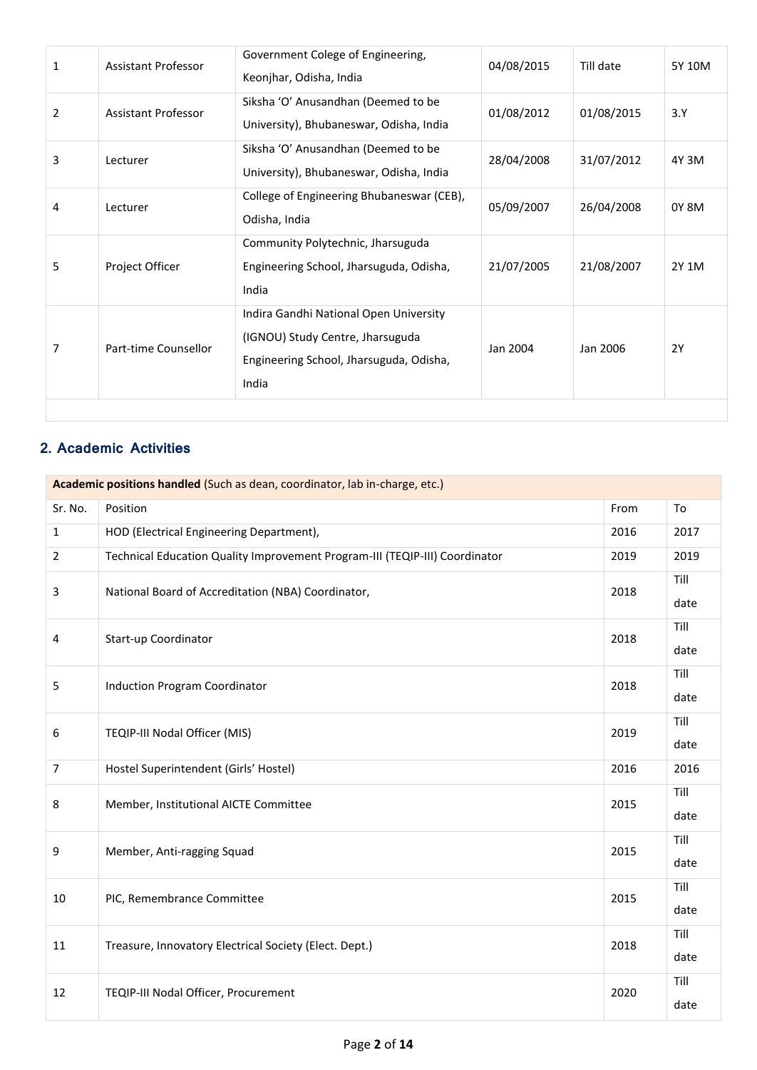| | | | | | |
|---|---|---|---|---|---|
| 1 | Assistant Professor | Government College of Engineering, Keonjhar, Odisha, India | 04/08/2015 | Till date | 5Y 10M |
| 2 | Assistant Professor | Siksha 'O' Anusandhan (Deemed to be University), Bhubaneswar, Odisha, India | 01/08/2012 | 01/08/2015 | 3.Y |
| 3 | Lecturer | Siksha 'O' Anusandhan (Deemed to be University), Bhubaneswar, Odisha, India | 28/04/2008 | 31/07/2012 | 4Y 3M |
| 4 | Lecturer | College of Engineering Bhubaneswar (CEB), Odisha, India | 05/09/2007 | 26/04/2008 | 0Y 8M |
| 5 | Project Officer | Community Polytechnic, Jharsuguda Engineering School, Jharsuguda, Odisha, India | 21/07/2005 | 21/08/2007 | 2Y 1M |
| 7 | Part-time Counsellor | Indira Gandhi National Open University (IGNOU) Study Centre, Jharsuguda Engineering School, Jharsuguda, Odisha, India | Jan 2004 | Jan 2006 | 2Y |
| | | | | | |

## 2. Academic Activities

| **Academic positions handled** (Such as dean, coordinator, lab in-charge, etc.) | | | |
|---|---|---|---|
| Sr. No. | Position | From | To |
| 1 | HOD (Electrical Engineering Department), | 2016 | 2017 |
| 2 | Technical Education Quality Improvement Program-III (TEQIP-III) Coordinator | 2019 | 2019 |
| 3 | National Board of Accreditation (NBA) Coordinator, | 2018 | Till date |
| 4 | Start-up Coordinator | 2018 | Till date |
| 5 | Induction Program Coordinator | 2018 | Till date |
| 6 | TEQIP-III Nodal Officer (MIS) | 2019 | Till date |
| 7 | Hostel Superintendent (Girls' Hostel) | 2016 | 2016 |
| 8 | Member, Institutional AICTE Committee | 2015 | Till date |
| 9 | Member, Anti-ragging Squad | 2015 | Till date |
| 10 | PIC, Remembrance Committee | 2015 | Till date |
| 11 | Treasure, Innovatory Electrical Society (Elect. Dept.) | 2018 | Till date |
| 12 | TEQIP-III Nodal Officer, Procurement | 2020 | Till date |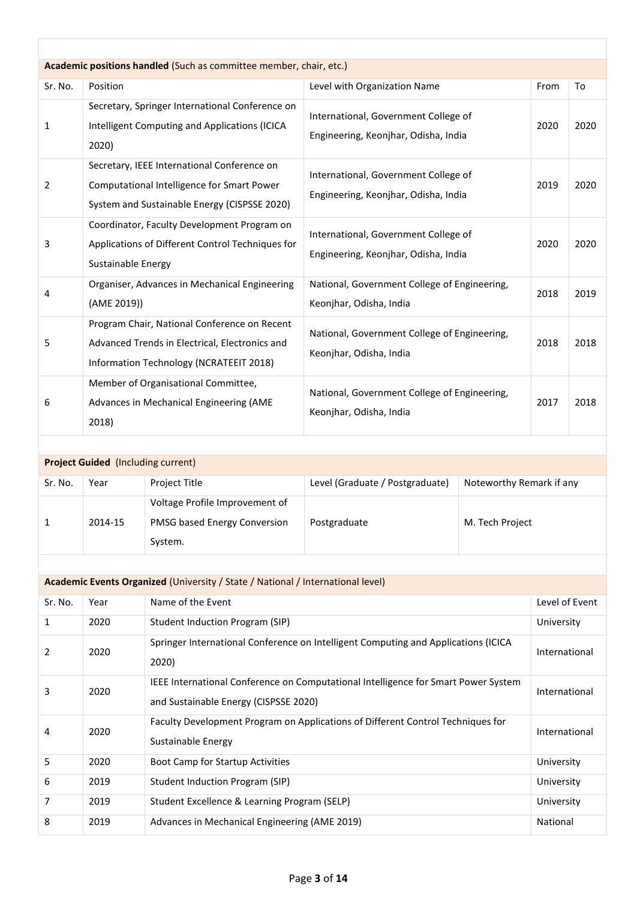**Academic positions handled** (Such as committee member, chair, etc.)

| Sr. No. | Position | Level with Organization Name | From | To |
|---|---|---|---|---|
| 1 | Secretary, Springer International Conference on Intelligent Computing and Applications (ICICA 2020) | International, Government College of Engineering, Keonjhar, Odisha, India | 2020 | 2020 |
| 2 | Secretary, IEEE International Conference on Computational Intelligence for Smart Power System and Sustainable Energy (CISPSSE 2020) | International, Government College of Engineering, Keonjhar, Odisha, India | 2019 | 2020 |
| 3 | Coordinator, Faculty Development Program on Applications of Different Control Techniques for Sustainable Energy | International, Government College of Engineering, Keonjhar, Odisha, India | 2020 | 2020 |
| 4 | Organiser, Advances in Mechanical Engineering (AME 2019)) | National, Government College of Engineering, Keonjhar, Odisha, India | 2018 | 2019 |
| 5 | Program Chair, National Conference on Recent Advanced Trends in Electrical, Electronics and Information Technology (NCRATEEIT 2018) | National, Government College of Engineering, Keonjhar, Odisha, India | 2018 | 2018 |
| 6 | Member of Organisational Committee, Advances in Mechanical Engineering (AME 2018) | National, Government College of Engineering, Keonjhar, Odisha, India | 2017 | 2018 |

**Project Guided** (Including current)

| Sr. No. | Year | Project Title | Level (Graduate / Postgraduate) | Noteworthy Remark if any |
|---|---|---|---|---|
| 1 | 2014-15 | Voltage Profile Improvement of PMSG based Energy Conversion System. | Postgraduate | M. Tech Project |

**Academic Events Organized** (University / State / National / International level)

| Sr. No. | Year | Name of the Event | Level of Event |
|---|---|---|---|
| 1 | 2020 | Student Induction Program (SIP) | University |
| 2 | 2020 | Springer International Conference on Intelligent Computing and Applications (ICICA 2020) | International |
| 3 | 2020 | IEEE International Conference on Computational Intelligence for Smart Power System and Sustainable Energy (CISPSSE 2020) | International |
| 4 | 2020 | Faculty Development Program on Applications of Different Control Techniques for Sustainable Energy | International |
| 5 | 2020 | Boot Camp for Startup Activities | University |
| 6 | 2019 | Student Induction Program (SIP) | University |
| 7 | 2019 | Student Excellence & Learning Program (SELP) | University |
| 8 | 2019 | Advances in Mechanical Engineering (AME 2019) | National |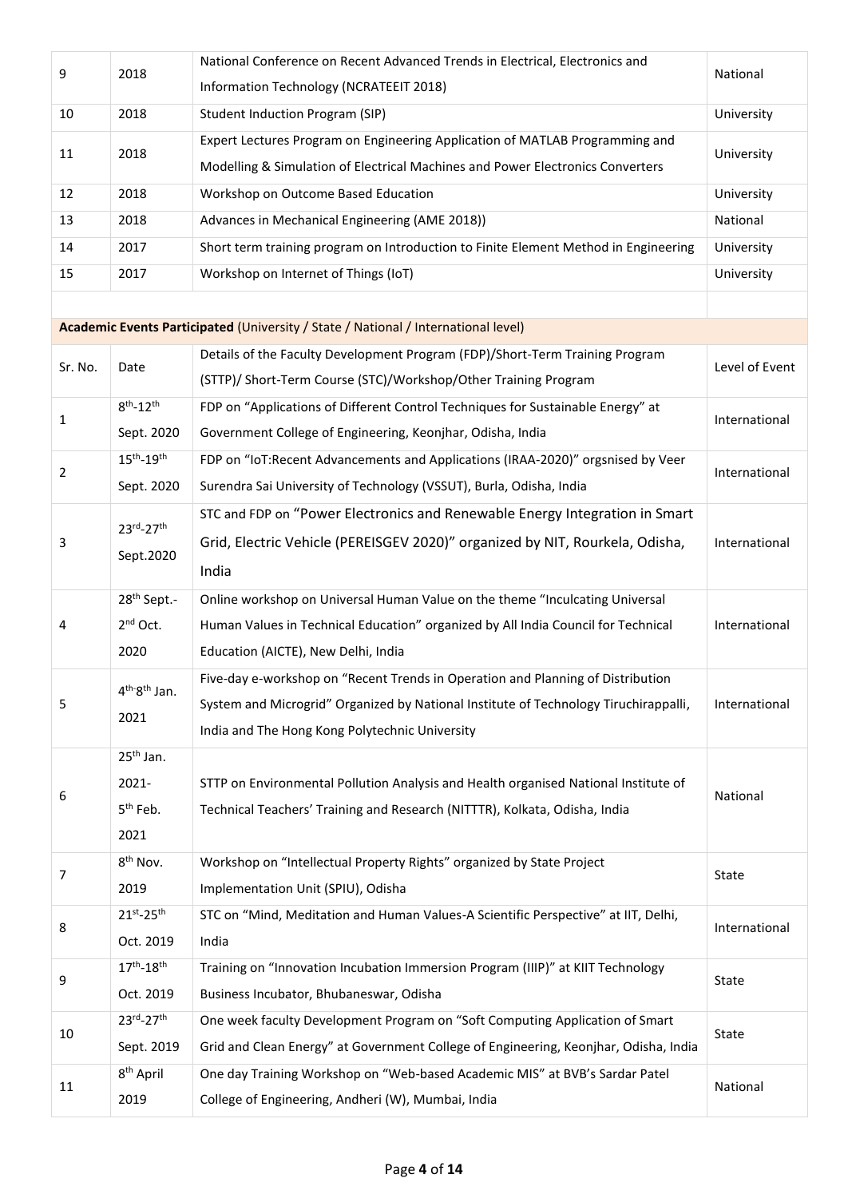| 9 | 2018 | National Conference on Recent Advanced Trends in Electrical, Electronics and Information Technology (NCRATEEIT 2018) | National |
|---|---|---|---|
| 10 | 2018 | Student Induction Program (SIP) | University |
| 11 | 2018 | Expert Lectures Program on Engineering Application of MATLAB Programming and Modelling & Simulation of Electrical Machines and Power Electronics Converters | University |
| 12 | 2018 | Workshop on Outcome Based Education | University |
| 13 | 2018 | Advances in Mechanical Engineering (AME 2018)) | National |
| 14 | 2017 | Short term training program on Introduction to Finite Element Method in Engineering | University |
| 15 | 2017 | Workshop on Internet of Things (IoT) | University |

**Academic Events Participated** (University / State / National / International level)

| Sr. No. | Date | Details of the Faculty Development Program (FDP)/Short-Term Training Program (STTP)/ Short-Term Course (STC)/Workshop/Other Training Program | Level of Event |
|---|---|---|---|
| 1 | 8th-12th Sept. 2020 | FDP on "Applications of Different Control Techniques for Sustainable Energy" at Government College of Engineering, Keonjhar, Odisha, India | International |
| 2 | 15th-19th Sept. 2020 | FDP on "IoT:Recent Advancements and Applications (IRAA-2020)" orgsnised by Veer Surendra Sai University of Technology (VSSUT), Burla, Odisha, India | International |
| 3 | 23rd-27th Sept.2020 | STC and FDP on "Power Electronics and Renewable Energy Integration in Smart Grid, Electric Vehicle (PEREISGEV 2020)" organized by NIT, Rourkela, Odisha, India | International |
| 4 | 28th Sept.-2nd Oct. 2020 | Online workshop on Universal Human Value on the theme "Inculcating Universal Human Values in Technical Education" organized by All India Council for Technical Education (AICTE), New Delhi, India | International |
| 5 | 4th-8th Jan. 2021 | Five-day e-workshop on "Recent Trends in Operation and Planning of Distribution System and Microgrid" Organized by National Institute of Technology Tiruchirappalli, India and The Hong Kong Polytechnic University | International |
| 6 | 25th Jan. 2021-5th Feb. 2021 | STTP on Environmental Pollution Analysis and Health organised National Institute of Technical Teachers' Training and Research (NITTTR), Kolkata, Odisha, India | National |
| 7 | 8th Nov. 2019 | Workshop on "Intellectual Property Rights" organized by State Project Implementation Unit (SPIU), Odisha | State |
| 8 | 21st-25th Oct. 2019 | STC on "Mind, Meditation and Human Values-A Scientific Perspective" at IIT, Delhi, India | International |
| 9 | 17th-18th Oct. 2019 | Training on "Innovation Incubation Immersion Program (IIIP)" at KIIT Technology Business Incubator, Bhubaneswar, Odisha | State |
| 10 | 23rd-27th Sept. 2019 | One week faculty Development Program on "Soft Computing Application of Smart Grid and Clean Energy" at Government College of Engineering, Keonjhar, Odisha, India | State |
| 11 | 8th April 2019 | One day Training Workshop on "Web-based Academic MIS" at BVB's Sardar Patel College of Engineering, Andheri (W), Mumbai, India | National |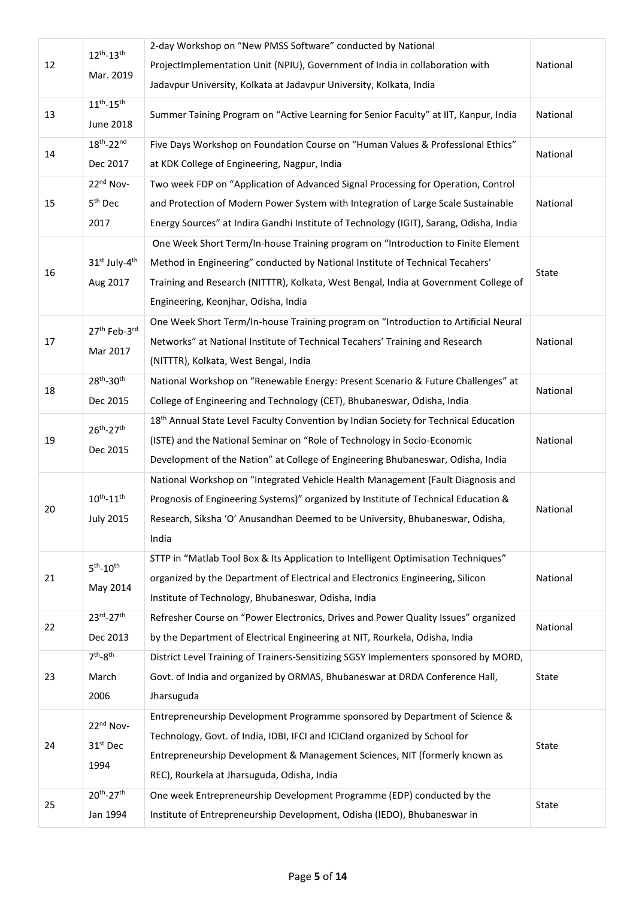| 12 | 12th-13th Mar. 2019 | 2-day Workshop on "New PMSS Software" conducted by National ProjectImplementation Unit (NPIU), Government of India in collaboration with Jadavpur University, Kolkata at Jadavpur University, Kolkata, India | National |
|---|---|---|---|
| 13 | 11th-15th June 2018 | Summer Taining Program on "Active Learning for Senior Faculty" at IIT, Kanpur, India | National |
| 14 | 18th-22nd Dec 2017 | Five Days Workshop on Foundation Course on "Human Values & Professional Ethics" at KDK College of Engineering, Nagpur, India | National |
| 15 | 22nd Nov-5th Dec 2017 | Two week FDP on "Application of Advanced Signal Processing for Operation, Control and Protection of Modern Power System with Integration of Large Scale Sustainable Energy Sources" at Indira Gandhi Institute of Technology (IGIT), Sarang, Odisha, India | National |
| 16 | 31st July-4th Aug 2017 | One Week Short Term/In-house Training program on "Introduction to Finite Element Method in Engineering" conducted by National Institute of Technical Tecahers' Training and Research (NITTTR), Kolkata, West Bengal, India at Government College of Engineering, Keonjhar, Odisha, India | State |
| 17 | 27th Feb-3rd Mar 2017 | One Week Short Term/In-house Training program on "Introduction to Artificial Neural Networks" at National Institute of Technical Tecahers' Training and Research (NITTTR), Kolkata, West Bengal, India | National |
| 18 | 28th-30th Dec 2015 | National Workshop on "Renewable Energy: Present Scenario & Future Challenges" at College of Engineering and Technology (CET), Bhubaneswar, Odisha, India | National |
| 19 | 26th-27th Dec 2015 | 18th Annual State Level Faculty Convention by Indian Society for Technical Education (ISTE) and the National Seminar on "Role of Technology in Socio-Economic Development of the Nation" at College of Engineering Bhubaneswar, Odisha, India | National |
| 20 | 10th-11th July 2015 | National Workshop on "Integrated Vehicle Health Management (Fault Diagnosis and Prognosis of Engineering Systems)" organized by Institute of Technical Education & Research, Siksha 'O' Anusandhan Deemed to be University, Bhubaneswar, Odisha, India | National |
| 21 | 5th-10th May 2014 | STTP in "Matlab Tool Box & Its Application to Intelligent Optimisation Techniques" organized by the Department of Electrical and Electronics Engineering, Silicon Institute of Technology, Bhubaneswar, Odisha, India | National |
| 22 | 23rd-27th Dec 2013 | Refresher Course on "Power Electronics, Drives and Power Quality Issues" organized by the Department of Electrical Engineering at NIT, Rourkela, Odisha, India | National |
| 23 | 7th-8th March 2006 | District Level Training of Trainers-Sensitizing SGSY Implementers sponsored by MORD, Govt. of India and organized by ORMAS, Bhubaneswar at DRDA Conference Hall, Jharsuguda | State |
| 24 | 22nd Nov-31st Dec 1994 | Entrepreneurship Development Programme sponsored by Department of Science & Technology, Govt. of India, IDBI, IFCI and ICICIand organized by School for Entrepreneurship Development & Management Sciences, NIT (formerly known as REC), Rourkela at Jharsuguda, Odisha, India | State |
| 25 | 20th-27th Jan 1994 | One week Entrepreneurship Development Programme (EDP) conducted by the Institute of Entrepreneurship Development, Odisha (IEDO), Bhubaneswar in | State |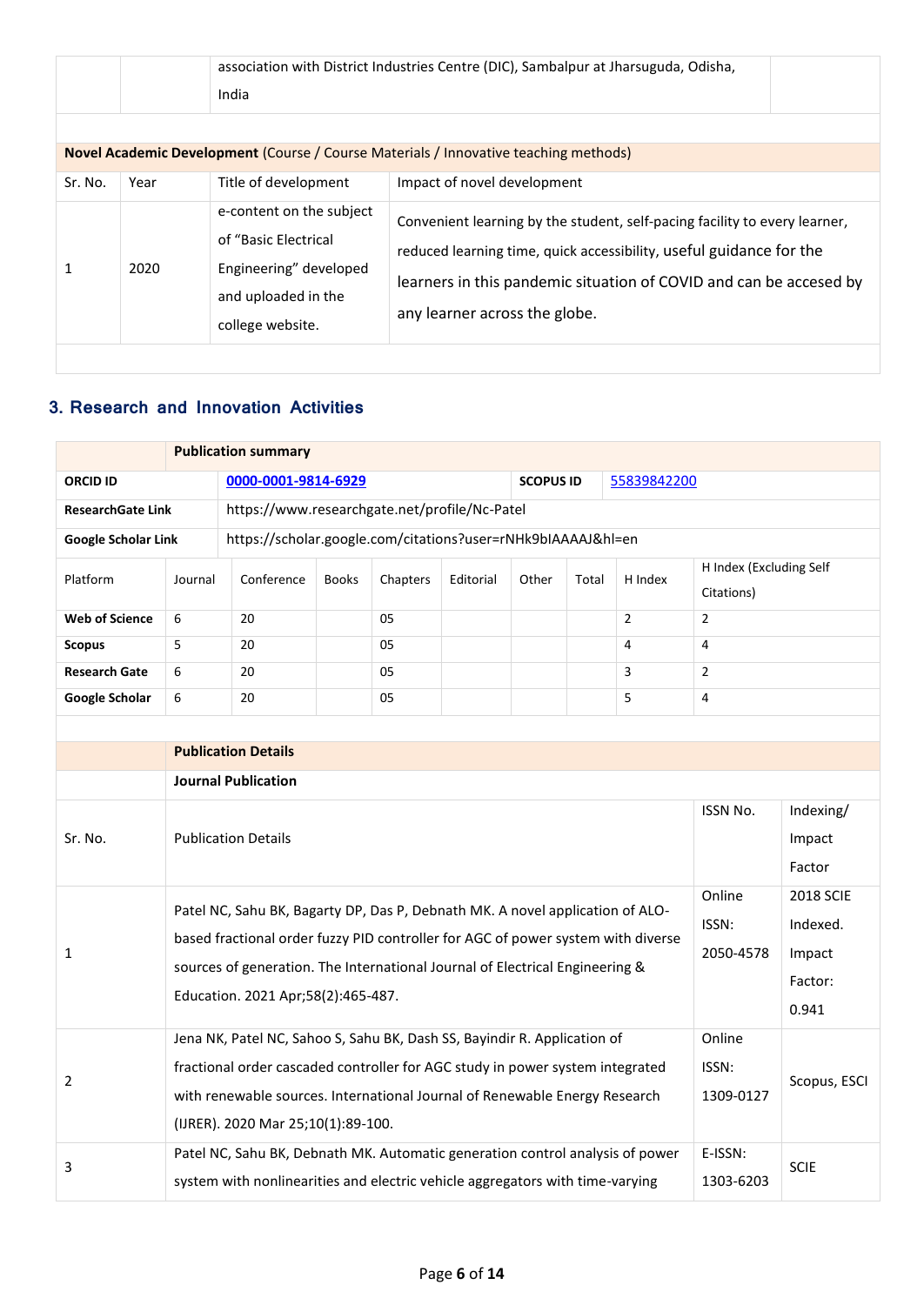| | | association with District Industries Centre (DIC), Sambalpur at Jharsuguda, Odisha, India | |
|---|---|---|---|

**Novel Academic Development** (Course / Course Materials / Innovative teaching methods)

| Sr. No. | Year | Title of development | Impact of novel development |
|---|---|---|---|
| 1 | 2020 | e-content on the subject of "Basic Electrical Engineering" developed and uploaded in the college website. | Convenient learning by the student, self-pacing facility to every learner, reduced learning time, quick accessibility, useful guidance for the learners in this pandemic situation of COVID and can be accesed by any learner across the globe. |

## 3. Research and Innovation Activities

**Publication summary**

| **ORCID ID** | 0000-0001-9814-6929 | **SCOPUS ID** | 55839842200 |
|---|---|---|---|
| **ResearchGate Link** | https://www.researchgate.net/profile/Nc-Patel | | |
| **Google Scholar Link** | https://scholar.google.com/citations?user=rNHk9bIAAAAJ&hl=en | | |

| Platform | Journal | Conference | Books | Chapters | Editorial | Other | Total | H Index | H Index (Excluding Self Citations) |
|---|---|---|---|---|---|---|---|---|---|
| **Web of Science** | 6 | 20 | | 05 | | | | 2 | 2 |
| **Scopus** | 5 | 20 | | 05 | | | | 4 | 4 |
| **Research Gate** | 6 | 20 | | 05 | | | | 3 | 2 |
| **Google Scholar** | 6 | 20 | | 05 | | | | 5 | 4 |

**Publication Details**

**Journal Publication**

| Sr. No. | Publication Details | ISSN No. | Indexing/ Impact Factor |
|---|---|---|---|
| 1 | Patel NC, Sahu BK, Bagarty DP, Das P, Debnath MK. A novel application of ALO-based fractional order fuzzy PID controller for AGC of power system with diverse sources of generation. The International Journal of Electrical Engineering & Education. 2021 Apr;58(2):465-487. | Online ISSN: 2050-4578 | 2018 SCIE Indexed. Impact Factor: 0.941 |
| 2 | Jena NK, Patel NC, Sahoo S, Sahu BK, Dash SS, Bayindir R. Application of fractional order cascaded controller for AGC study in power system integrated with renewable sources. International Journal of Renewable Energy Research (IJRER). 2020 Mar 25;10(1):89-100. | Online ISSN: 1309-0127 | Scopus, ESCI |
| 3 | Patel NC, Sahu BK, Debnath MK. Automatic generation control analysis of power system with nonlinearities and electric vehicle aggregators with time-varying | E-ISSN: 1303-6203 | SCIE |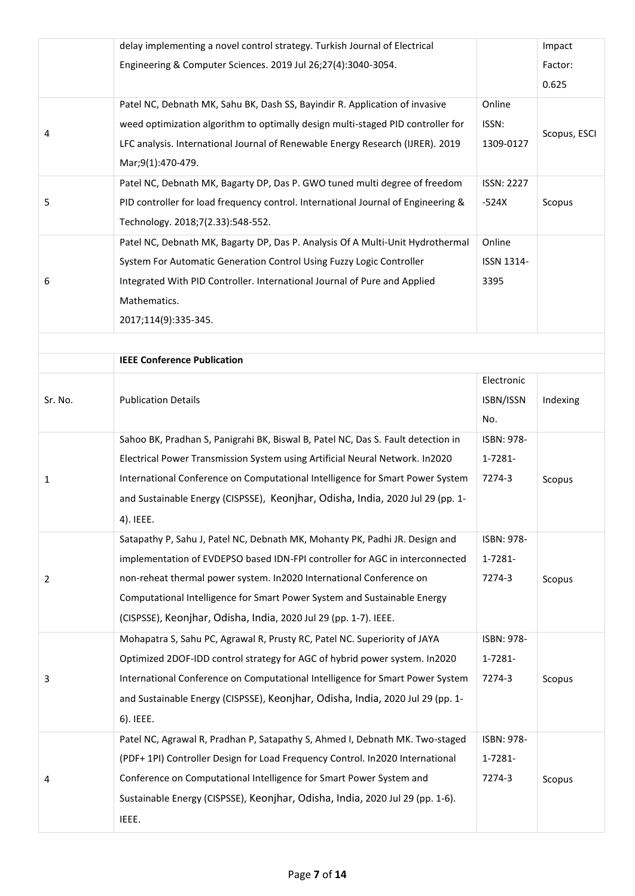|  | delay implementing a novel control strategy. Turkish Journal of Electrical Engineering & Computer Sciences. 2019 Jul 26;27(4):3040-3054. |  | Impact Factor: 0.625 |
|---|---|---|---|
| 4 | Patel NC, Debnath MK, Sahu BK, Dash SS, Bayindir R. Application of invasive weed optimization algorithm to optimally design multi-staged PID controller for LFC analysis. International Journal of Renewable Energy Research (IJRER). 2019 Mar;9(1):470-479. | Online ISSN: 1309-0127 | Scopus, ESCI |
| 5 | Patel NC, Debnath MK, Bagarty DP, Das P. GWO tuned multi degree of freedom PID controller for load frequency control. International Journal of Engineering & Technology. 2018;7(2.33):548-552. | ISSN: 2227 -524X | Scopus |
| 6 | Patel NC, Debnath MK, Bagarty DP, Das P. Analysis Of A Multi-Unit Hydrothermal System For Automatic Generation Control Using Fuzzy Logic Controller Integrated With PID Controller. International Journal of Pure and Applied Mathematics. 2017;114(9):335-345. | Online ISSN 1314-3395 |  |
|  |  |  |  |
|  | **IEEE Conference Publication** |  |  |
| Sr. No. | Publication Details | Electronic ISBN/ISSN No. | Indexing |
| 1 | Sahoo BK, Pradhan S, Panigrahi BK, Biswal B, Patel NC, Das S. Fault detection in Electrical Power Transmission System using Artificial Neural Network. In2020 International Conference on Computational Intelligence for Smart Power System and Sustainable Energy (CISPSSE), Keonjhar, Odisha, India, 2020 Jul 29 (pp. 1-4). IEEE. | ISBN: 978-1-7281-7274-3 | Scopus |
| 2 | Satapathy P, Sahu J, Patel NC, Debnath MK, Mohanty PK, Padhi JR. Design and implementation of EVDEPSO based IDN-FPI controller for AGC in interconnected non-reheat thermal power system. In2020 International Conference on Computational Intelligence for Smart Power System and Sustainable Energy (CISPSSE), Keonjhar, Odisha, India, 2020 Jul 29 (pp. 1-7). IEEE. | ISBN: 978-1-7281-7274-3 | Scopus |
| 3 | Mohapatra S, Sahu PC, Agrawal R, Prusty RC, Patel NC. Superiority of JAYA Optimized 2DOF-IDD control strategy for AGC of hybrid power system. In2020 International Conference on Computational Intelligence for Smart Power System and Sustainable Energy (CISPSSE), Keonjhar, Odisha, India, 2020 Jul 29 (pp. 1-6). IEEE. | ISBN: 978-1-7281-7274-3 | Scopus |
| 4 | Patel NC, Agrawal R, Pradhan P, Satapathy S, Ahmed I, Debnath MK. Two-staged (PDF+ 1PI) Controller Design for Load Frequency Control. In2020 International Conference on Computational Intelligence for Smart Power System and Sustainable Energy (CISPSSE), Keonjhar, Odisha, India, 2020 Jul 29 (pp. 1-6). IEEE. | ISBN: 978-1-7281-7274-3 | Scopus |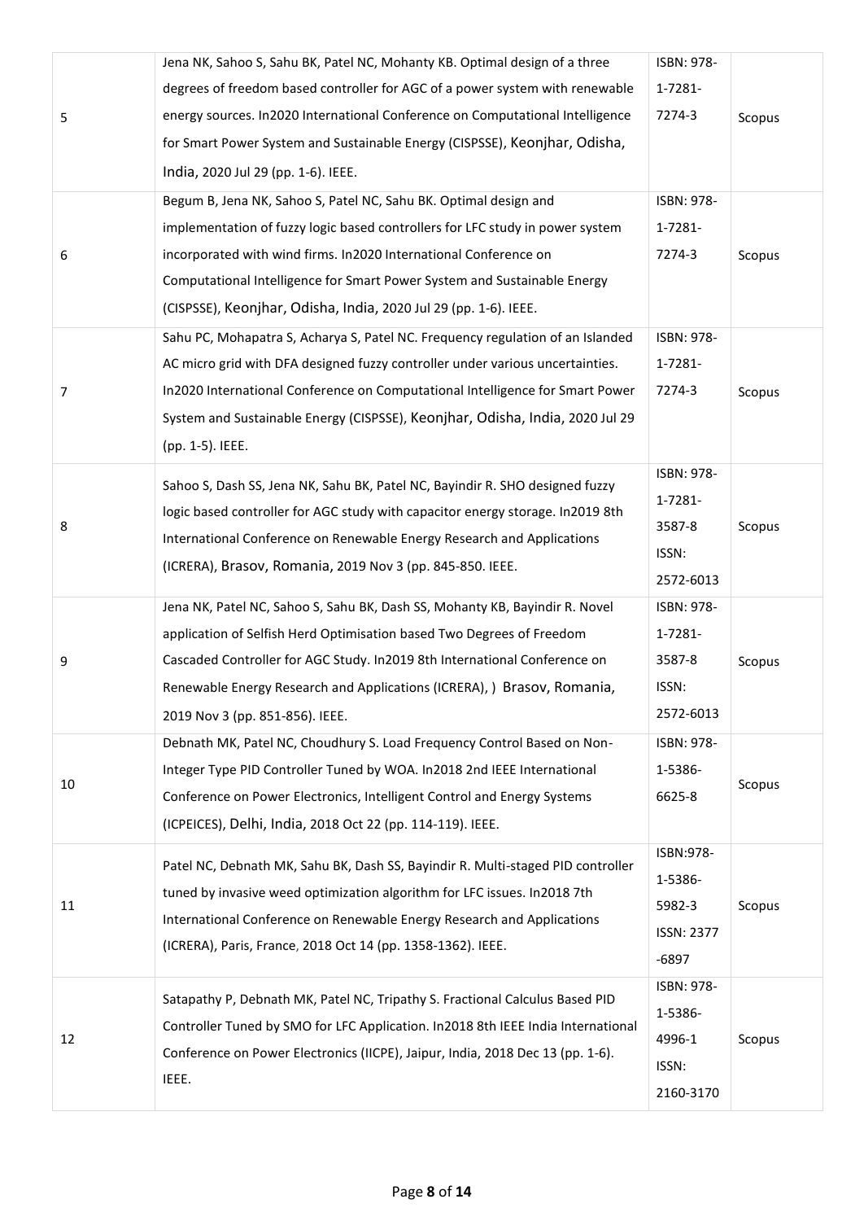| | | | |
|---|---|---|---|
| 5 | Jena NK, Sahoo S, Sahu BK, Patel NC, Mohanty KB. Optimal design of a three degrees of freedom based controller for AGC of a power system with renewable energy sources. In2020 International Conference on Computational Intelligence for Smart Power System and Sustainable Energy (CISPSSE), Keonjhar, Odisha, India, 2020 Jul 29 (pp. 1-6). IEEE. | ISBN: 978-1-7281-7274-3 | Scopus |
| 6 | Begum B, Jena NK, Sahoo S, Patel NC, Sahu BK. Optimal design and implementation of fuzzy logic based controllers for LFC study in power system incorporated with wind firms. In2020 International Conference on Computational Intelligence for Smart Power System and Sustainable Energy (CISPSSE), Keonjhar, Odisha, India, 2020 Jul 29 (pp. 1-6). IEEE. | ISBN: 978-1-7281-7274-3 | Scopus |
| 7 | Sahu PC, Mohapatra S, Acharya S, Patel NC. Frequency regulation of an Islanded AC micro grid with DFA designed fuzzy controller under various uncertainties. In2020 International Conference on Computational Intelligence for Smart Power System and Sustainable Energy (CISPSSE), Keonjhar, Odisha, India, 2020 Jul 29 (pp. 1-5). IEEE. | ISBN: 978-1-7281-7274-3 | Scopus |
| 8 | Sahoo S, Dash SS, Jena NK, Sahu BK, Patel NC, Bayindir R. SHO designed fuzzy logic based controller for AGC study with capacitor energy storage. In2019 8th International Conference on Renewable Energy Research and Applications (ICRERA), Brasov, Romania, 2019 Nov 3 (pp. 845-850. IEEE. | ISBN: 978-1-7281-3587-8 ISSN: 2572-6013 | Scopus |
| 9 | Jena NK, Patel NC, Sahoo S, Sahu BK, Dash SS, Mohanty KB, Bayindir R. Novel application of Selfish Herd Optimisation based Two Degrees of Freedom Cascaded Controller for AGC Study. In2019 8th International Conference on Renewable Energy Research and Applications (ICRERA), ) Brasov, Romania, 2019 Nov 3 (pp. 851-856). IEEE. | ISBN: 978-1-7281-3587-8 ISSN: 2572-6013 | Scopus |
| 10 | Debnath MK, Patel NC, Choudhury S. Load Frequency Control Based on Non-Integer Type PID Controller Tuned by WOA. In2018 2nd IEEE International Conference on Power Electronics, Intelligent Control and Energy Systems (ICPEICES), Delhi, India, 2018 Oct 22 (pp. 114-119). IEEE. | ISBN: 978-1-5386-6625-8 | Scopus |
| 11 | Patel NC, Debnath MK, Sahu BK, Dash SS, Bayindir R. Multi-staged PID controller tuned by invasive weed optimization algorithm for LFC issues. In2018 7th International Conference on Renewable Energy Research and Applications (ICRERA), Paris, France, 2018 Oct 14 (pp. 1358-1362). IEEE. | ISBN:978-1-5386-5982-3 ISSN: 2377-6897 | Scopus |
| 12 | Satapathy P, Debnath MK, Patel NC, Tripathy S. Fractional Calculus Based PID Controller Tuned by SMO for LFC Application. In2018 8th IEEE India International Conference on Power Electronics (IICPE), Jaipur, India, 2018 Dec 13 (pp. 1-6). IEEE. | ISBN: 978-1-5386-4996-1 ISSN: 2160-3170 | Scopus |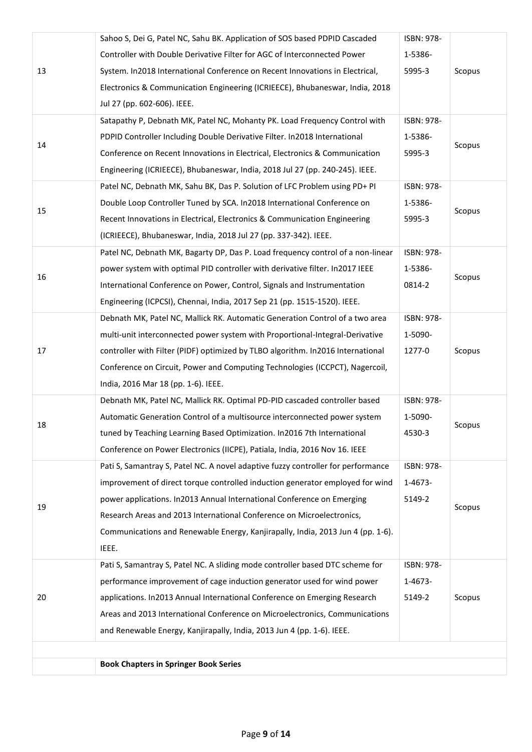| | | | |
|---|---|---|---|
| 13 | Sahoo S, Dei G, Patel NC, Sahu BK. Application of SOS based PDPID Cascaded Controller with Double Derivative Filter for AGC of Interconnected Power System. In2018 International Conference on Recent Innovations in Electrical, Electronics & Communication Engineering (ICRIEECE), Bhubaneswar, India, 2018 Jul 27 (pp. 602-606). IEEE. | ISBN: 978-1-5386-5995-3 | Scopus |
| 14 | Satapathy P, Debnath MK, Patel NC, Mohanty PK. Load Frequency Control with PDPID Controller Including Double Derivative Filter. In2018 International Conference on Recent Innovations in Electrical, Electronics & Communication Engineering (ICRIEECE), Bhubaneswar, India, 2018 Jul 27 (pp. 240-245). IEEE. | ISBN: 978-1-5386-5995-3 | Scopus |
| 15 | Patel NC, Debnath MK, Sahu BK, Das P. Solution of LFC Problem using PD+ PI Double Loop Controller Tuned by SCA. In2018 International Conference on Recent Innovations in Electrical, Electronics & Communication Engineering (ICRIEECE), Bhubaneswar, India, 2018 Jul 27 (pp. 337-342). IEEE. | ISBN: 978-1-5386-5995-3 | Scopus |
| 16 | Patel NC, Debnath MK, Bagarty DP, Das P. Load frequency control of a non-linear power system with optimal PID controller with derivative filter. In2017 IEEE International Conference on Power, Control, Signals and Instrumentation Engineering (ICPCSI), Chennai, India, 2017 Sep 21 (pp. 1515-1520). IEEE. | ISBN: 978-1-5386-0814-2 | Scopus |
| 17 | Debnath MK, Patel NC, Mallick RK. Automatic Generation Control of a two area multi-unit interconnected power system with Proportional-Integral-Derivative controller with Filter (PIDF) optimized by TLBO algorithm. In2016 International Conference on Circuit, Power and Computing Technologies (ICCPCT), Nagercoil, India, 2016 Mar 18 (pp. 1-6). IEEE. | ISBN: 978-1-5090-1277-0 | Scopus |
| 18 | Debnath MK, Patel NC, Mallick RK. Optimal PD-PID cascaded controller based Automatic Generation Control of a multisource interconnected power system tuned by Teaching Learning Based Optimization. In2016 7th International Conference on Power Electronics (IICPE), Patiala, India, 2016 Nov 16. IEEE | ISBN: 978-1-5090-4530-3 | Scopus |
| 19 | Pati S, Samantray S, Patel NC. A novel adaptive fuzzy controller for performance improvement of direct torque controlled induction generator employed for wind power applications. In2013 Annual International Conference on Emerging Research Areas and 2013 International Conference on Microelectronics, Communications and Renewable Energy, Kanjirapally, India, 2013 Jun 4 (pp. 1-6). IEEE. | ISBN: 978-1-4673-5149-2 | Scopus |
| 20 | Pati S, Samantray S, Patel NC. A sliding mode controller based DTC scheme for performance improvement of cage induction generator used for wind power applications. In2013 Annual International Conference on Emerging Research Areas and 2013 International Conference on Microelectronics, Communications and Renewable Energy, Kanjirapally, India, 2013 Jun 4 (pp. 1-6). IEEE. | ISBN: 978-1-4673-5149-2 | Scopus |
| | | | |
| | **Book Chapters in Springer Book Series** | | |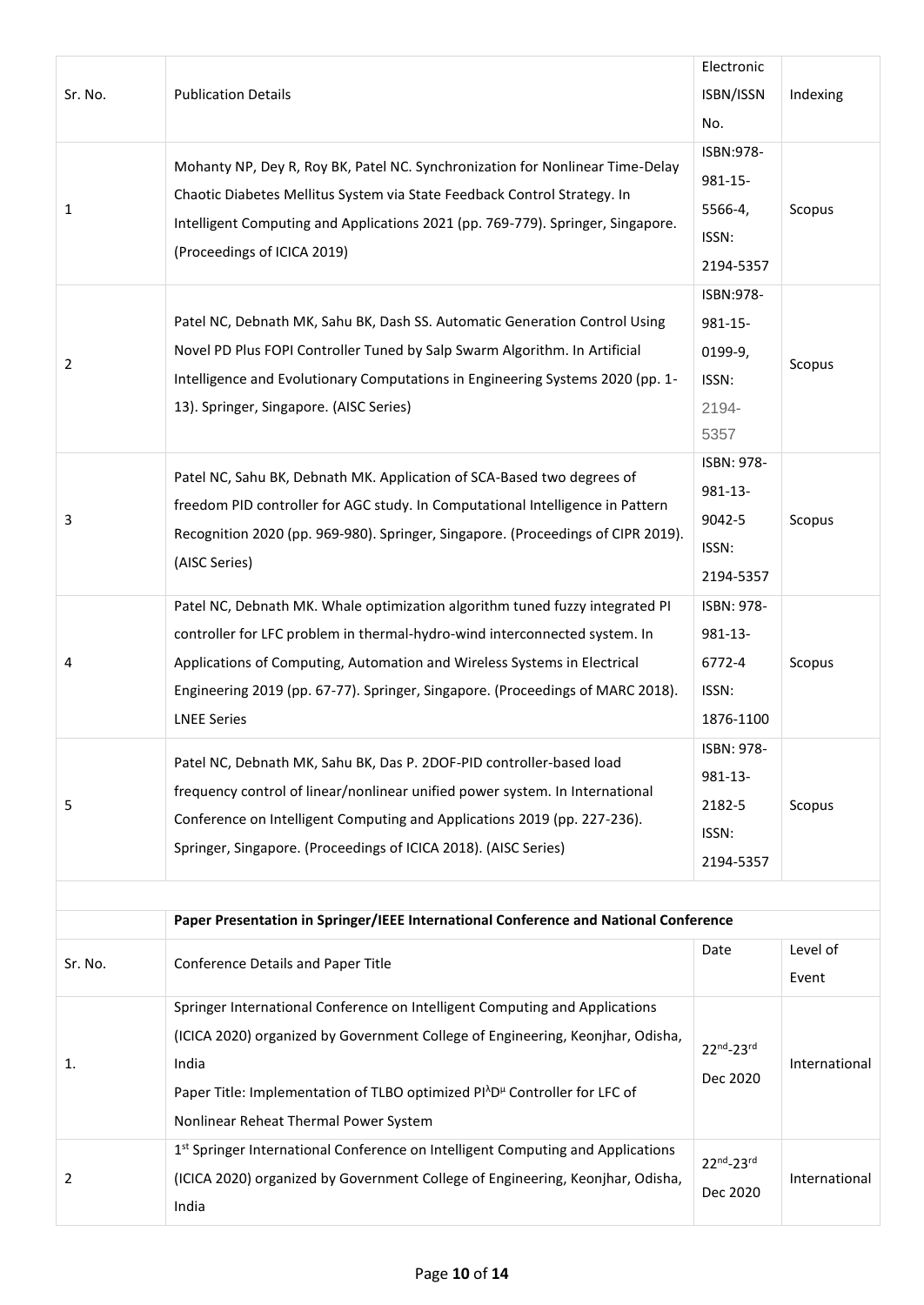| Sr. No. | Publication Details | Electronic ISBN/ISSN No. | Indexing |
|---|---|---|---|
| 1 | Mohanty NP, Dey R, Roy BK, Patel NC. Synchronization for Nonlinear Time-Delay Chaotic Diabetes Mellitus System via State Feedback Control Strategy. In Intelligent Computing and Applications 2021 (pp. 769-779). Springer, Singapore. (Proceedings of ICICA 2019) | ISBN:978-981-15-5566-4, ISSN: 2194-5357 | Scopus |
| 2 | Patel NC, Debnath MK, Sahu BK, Dash SS. Automatic Generation Control Using Novel PD Plus FOPI Controller Tuned by Salp Swarm Algorithm. In Artificial Intelligence and Evolutionary Computations in Engineering Systems 2020 (pp. 1-13). Springer, Singapore. (AISC Series) | ISBN:978-981-15-0199-9, ISSN: 2194-5357 | Scopus |
| 3 | Patel NC, Sahu BK, Debnath MK. Application of SCA-Based two degrees of freedom PID controller for AGC study. In Computational Intelligence in Pattern Recognition 2020 (pp. 969-980). Springer, Singapore. (Proceedings of CIPR 2019). (AISC Series) | ISBN: 978-981-13-9042-5 ISSN: 2194-5357 | Scopus |
| 4 | Patel NC, Debnath MK. Whale optimization algorithm tuned fuzzy integrated PI controller for LFC problem in thermal-hydro-wind interconnected system. In Applications of Computing, Automation and Wireless Systems in Electrical Engineering 2019 (pp. 67-77). Springer, Singapore. (Proceedings of MARC 2018). LNEE Series | ISBN: 978-981-13-6772-4 ISSN: 1876-1100 | Scopus |
| 5 | Patel NC, Debnath MK, Sahu BK, Das P. 2DOF-PID controller-based load frequency control of linear/nonlinear unified power system. In International Conference on Intelligent Computing and Applications 2019 (pp. 227-236). Springer, Singapore. (Proceedings of ICICA 2018). (AISC Series) | ISBN: 978-981-13-2182-5 ISSN: 2194-5357 | Scopus |

**Paper Presentation in Springer/IEEE International Conference and National Conference**

| Sr. No. | Conference Details and Paper Title | Date | Level of Event |
|---|---|---|---|
| 1. | Springer International Conference on Intelligent Computing and Applications (ICICA 2020) organized by Government College of Engineering, Keonjhar, Odisha, India<br>Paper Title: Implementation of TLBO optimized $PI^{\lambda}D^{\mu}$ Controller for LFC of Nonlinear Reheat Thermal Power System | 22nd-23rd Dec 2020 | International |
| 2 | 1st Springer International Conference on Intelligent Computing and Applications (ICICA 2020) organized by Government College of Engineering, Keonjhar, Odisha, India | 22nd-23rd Dec 2020 | International |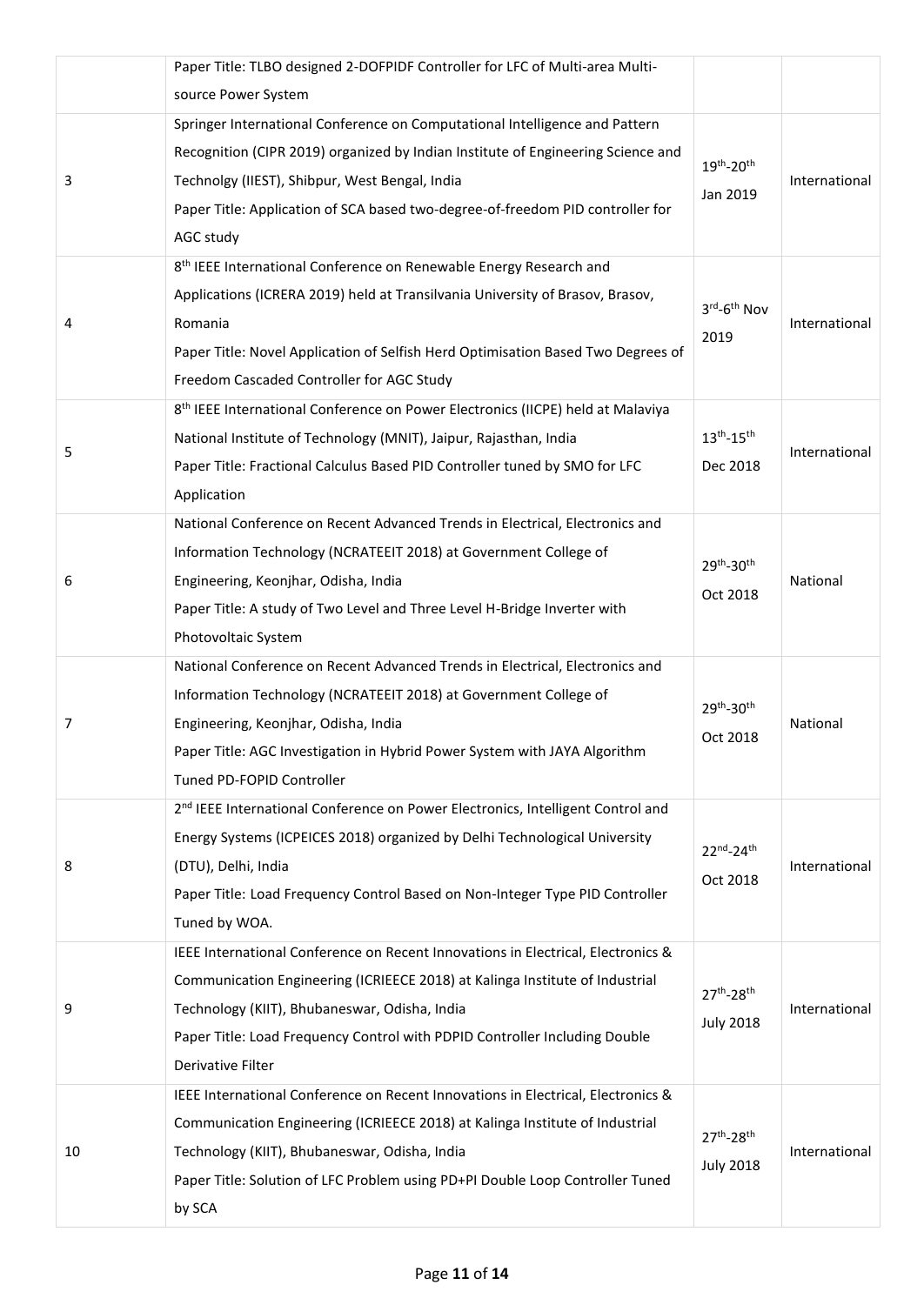| | | | |
|---|---|---|---|
| | Paper Title: TLBO designed 2-DOFPIDF Controller for LFC of Multi-area Multi-source Power System | | |
| 3 | Springer International Conference on Computational Intelligence and Pattern Recognition (CIPR 2019) organized by Indian Institute of Engineering Science and Technolgy (IIEST), Shibpur, West Bengal, India<br>Paper Title: Application of SCA based two-degree-of-freedom PID controller for AGC study | 19th-20th Jan 2019 | International |
| 4 | 8th IEEE International Conference on Renewable Energy Research and Applications (ICRERA 2019) held at Transilvania University of Brasov, Brasov, Romania<br>Paper Title: Novel Application of Selfish Herd Optimisation Based Two Degrees of Freedom Cascaded Controller for AGC Study | 3rd-6th Nov 2019 | International |
| 5 | 8th IEEE International Conference on Power Electronics (IICPE) held at Malaviya National Institute of Technology (MNIT), Jaipur, Rajasthan, India<br>Paper Title: Fractional Calculus Based PID Controller tuned by SMO for LFC Application | 13th-15th Dec 2018 | International |
| 6 | National Conference on Recent Advanced Trends in Electrical, Electronics and Information Technology (NCRATEEIT 2018) at Government College of Engineering, Keonjhar, Odisha, India<br>Paper Title: A study of Two Level and Three Level H-Bridge Inverter with Photovoltaic System | 29th-30th Oct 2018 | National |
| 7 | National Conference on Recent Advanced Trends in Electrical, Electronics and Information Technology (NCRATEEIT 2018) at Government College of Engineering, Keonjhar, Odisha, India<br>Paper Title: AGC Investigation in Hybrid Power System with JAYA Algorithm Tuned PD-FOPID Controller | 29th-30th Oct 2018 | National |
| 8 | 2nd IEEE International Conference on Power Electronics, Intelligent Control and Energy Systems (ICPEICES 2018) organized by Delhi Technological University (DTU), Delhi, India<br>Paper Title: Load Frequency Control Based on Non-Integer Type PID Controller Tuned by WOA. | 22nd-24th Oct 2018 | International |
| 9 | IEEE International Conference on Recent Innovations in Electrical, Electronics & Communication Engineering (ICRIEECE 2018) at Kalinga Institute of Industrial Technology (KIIT), Bhubaneswar, Odisha, India<br>Paper Title: Load Frequency Control with PDPID Controller Including Double Derivative Filter | 27th-28th July 2018 | International |
| 10 | IEEE International Conference on Recent Innovations in Electrical, Electronics & Communication Engineering (ICRIEECE 2018) at Kalinga Institute of Industrial Technology (KIIT), Bhubaneswar, Odisha, India<br>Paper Title: Solution of LFC Problem using PD+PI Double Loop Controller Tuned by SCA | 27th-28th July 2018 | International |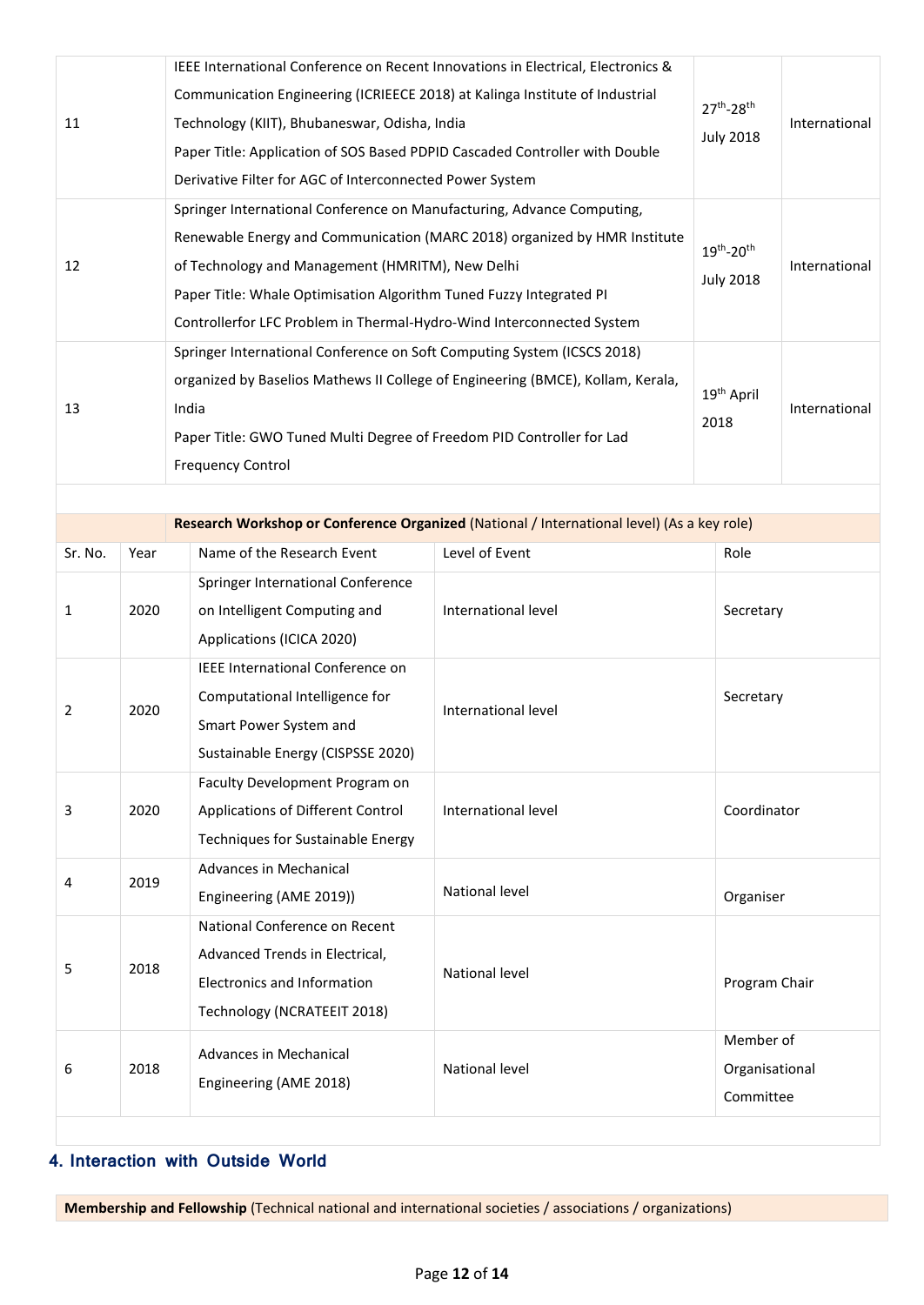| | | | |
|---|---|---|---|
| 11 | IEEE International Conference on Recent Innovations in Electrical, Electronics & Communication Engineering (ICRIEECE 2018) at Kalinga Institute of Industrial Technology (KIIT), Bhubaneswar, Odisha, India<br>Paper Title: Application of SOS Based PDPID Cascaded Controller with Double Derivative Filter for AGC of Interconnected Power System | 27th-28th July 2018 | International |
| 12 | Springer International Conference on Manufacturing, Advance Computing, Renewable Energy and Communication (MARC 2018) organized by HMR Institute of Technology and Management (HMRITM), New Delhi<br>Paper Title: Whale Optimisation Algorithm Tuned Fuzzy Integrated PI Controllerfor LFC Problem in Thermal-Hydro-Wind Interconnected System | 19th-20th July 2018 | International |
| 13 | Springer International Conference on Soft Computing System (ICSCS 2018) organized by Baselios Mathews II College of Engineering (BMCE), Kollam, Kerala, India<br>Paper Title: GWO Tuned Multi Degree of Freedom PID Controller for Lad Frequency Control | 19th April 2018 | International |

**Research Workshop or Conference Organized** (National / International level) (As a key role)

| Sr. No. | Year | Name of the Research Event | Level of Event | Role |
|---|---|---|---|---|
| 1 | 2020 | Springer International Conference on Intelligent Computing and Applications (ICICA 2020) | International level | Secretary |
| 2 | 2020 | IEEE International Conference on Computational Intelligence for Smart Power System and Sustainable Energy (CISPSSE 2020) | International level | Secretary |
| 3 | 2020 | Faculty Development Program on Applications of Different Control Techniques for Sustainable Energy | International level | Coordinator |
| 4 | 2019 | Advances in Mechanical Engineering (AME 2019)) | National level | Organiser |
| 5 | 2018 | National Conference on Recent Advanced Trends in Electrical, Electronics and Information Technology (NCRATEEIT 2018) | National level | Program Chair |
| 6 | 2018 | Advances in Mechanical Engineering (AME 2018) | National level | Member of Organisational Committee |

## 4. Interaction with Outside World

**Membership and Fellowship** (Technical national and international societies / associations / organizations)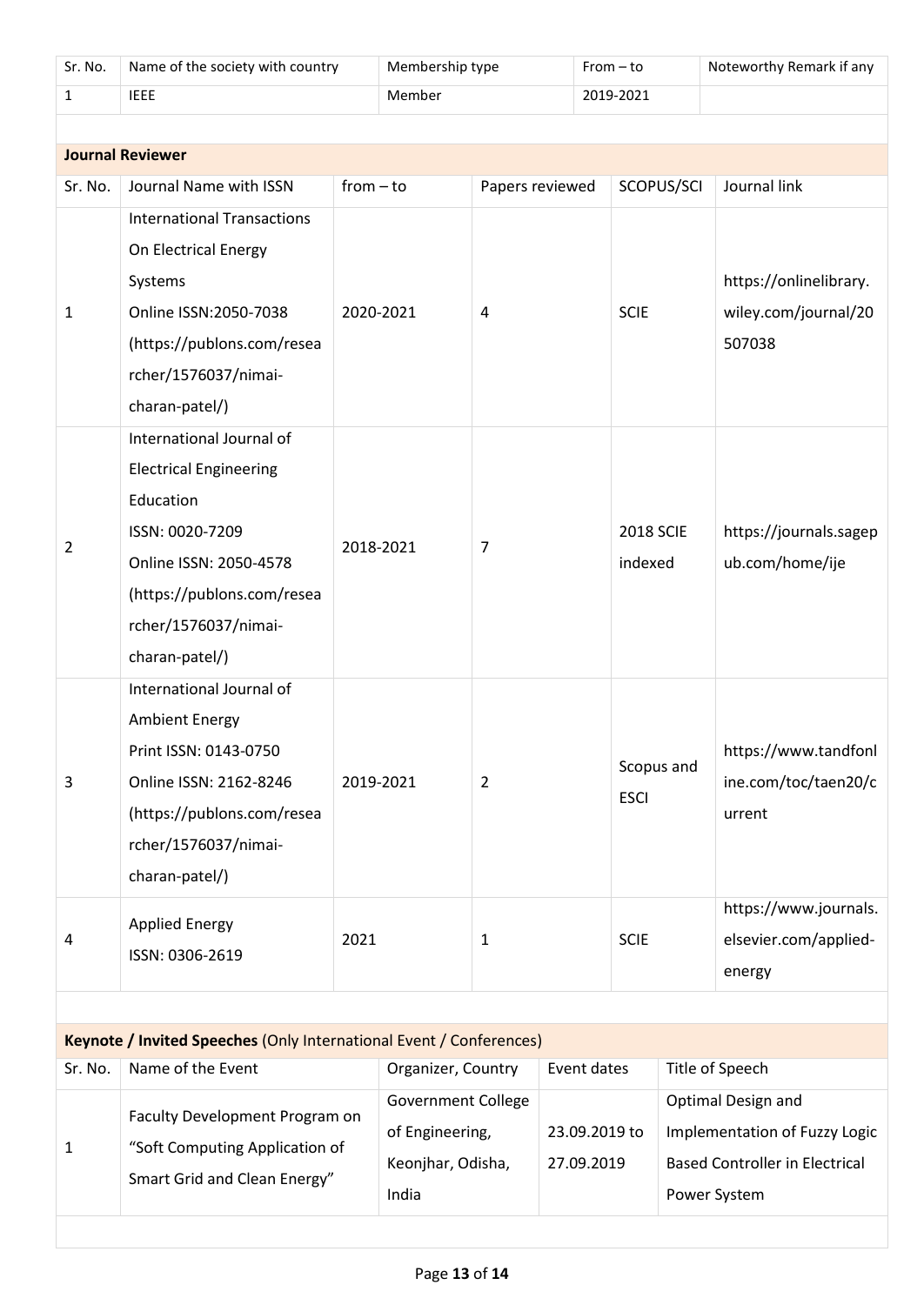| Sr. No. | Name of the society with country | Membership type | From – to | Noteworthy Remark if any |
|---|---|---|---|---|
| 1 | IEEE | Member | 2019-2021 | |

**Journal Reviewer**

| Sr. No. | Journal Name with ISSN | from – to | Papers reviewed | SCOPUS/SCI | Journal link |
|---|---|---|---|---|---|
| 1 | International Transactions On Electrical Energy Systems Online ISSN:2050-7038 (https://publons.com/researcher/1576037/nimai-charan-patel/) | 2020-2021 | 4 | SCIE | https://onlinelibrary.wiley.com/journal/20507038 |
| 2 | International Journal of Electrical Engineering Education ISSN: 0020-7209 Online ISSN: 2050-4578 (https://publons.com/researcher/1576037/nimai-charan-patel/) | 2018-2021 | 7 | 2018 SCIE indexed | https://journals.sagepub.com/home/ije |
| 3 | International Journal of Ambient Energy Print ISSN: 0143-0750 Online ISSN: 2162-8246 (https://publons.com/researcher/1576037/nimai-charan-patel/) | 2019-2021 | 2 | Scopus and ESCI | https://www.tandfonline.com/toc/taen20/current |
| 4 | Applied Energy ISSN: 0306-2619 | 2021 | 1 | SCIE | https://www.journals.elsevier.com/applied-energy |

**Keynote / Invited Speeches** (Only International Event / Conferences)

| Sr. No. | Name of the Event | Organizer, Country | Event dates | Title of Speech |
|---|---|---|---|---|
| 1 | Faculty Development Program on "Soft Computing Application of Smart Grid and Clean Energy" | Government College of Engineering, Keonjhar, Odisha, India | 23.09.2019 to 27.09.2019 | Optimal Design and Implementation of Fuzzy Logic Based Controller in Electrical Power System |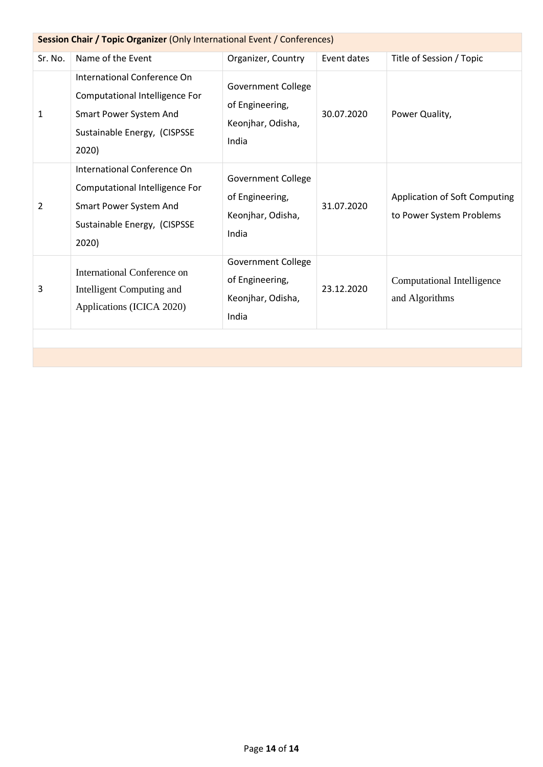**Session Chair / Topic Organizer** (Only International Event / Conferences)

| Sr. No. | Name of the Event | Organizer, Country | Event dates | Title of Session / Topic |
|---|---|---|---|---|
| 1 | International Conference On Computational Intelligence For Smart Power System And Sustainable Energy, (CISPSSE 2020) | Government College of Engineering, Keonjhar, Odisha, India | 30.07.2020 | Power Quality, |
| 2 | International Conference On Computational Intelligence For Smart Power System And Sustainable Energy, (CISPSSE 2020) | Government College of Engineering, Keonjhar, Odisha, India | 31.07.2020 | Application of Soft Computing to Power System Problems |
| 3 | International Conference on Intelligent Computing and Applications (ICICA 2020) | Government College of Engineering, Keonjhar, Odisha, India | 23.12.2020 | Computational Intelligence and Algorithms |